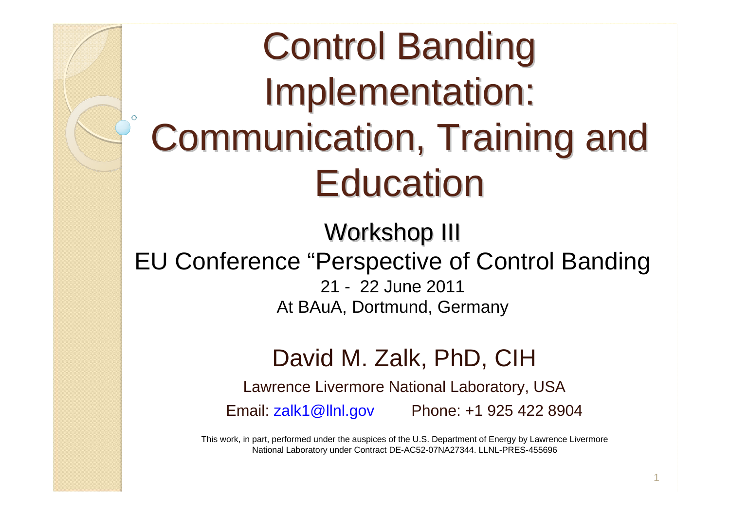# Control Banding Implementation: Communication, Training and Education

## Workshop III

EU Conference "Perspective of Control Banding

21 - 22 June 2011

At BAuA, Dortmund, Germany

### David M. Zalk, PhD, CIH

Lawrence Livermore National Laboratory, USA

Email: zalk1@llnl.gov Phone: +1 925 422 8904

This work, in part, performed under the auspices of the U.S. Department of Energy by Lawrence Livermore National Laboratory under Contract DE-AC52-07NA27344. LLNL-PRES-455696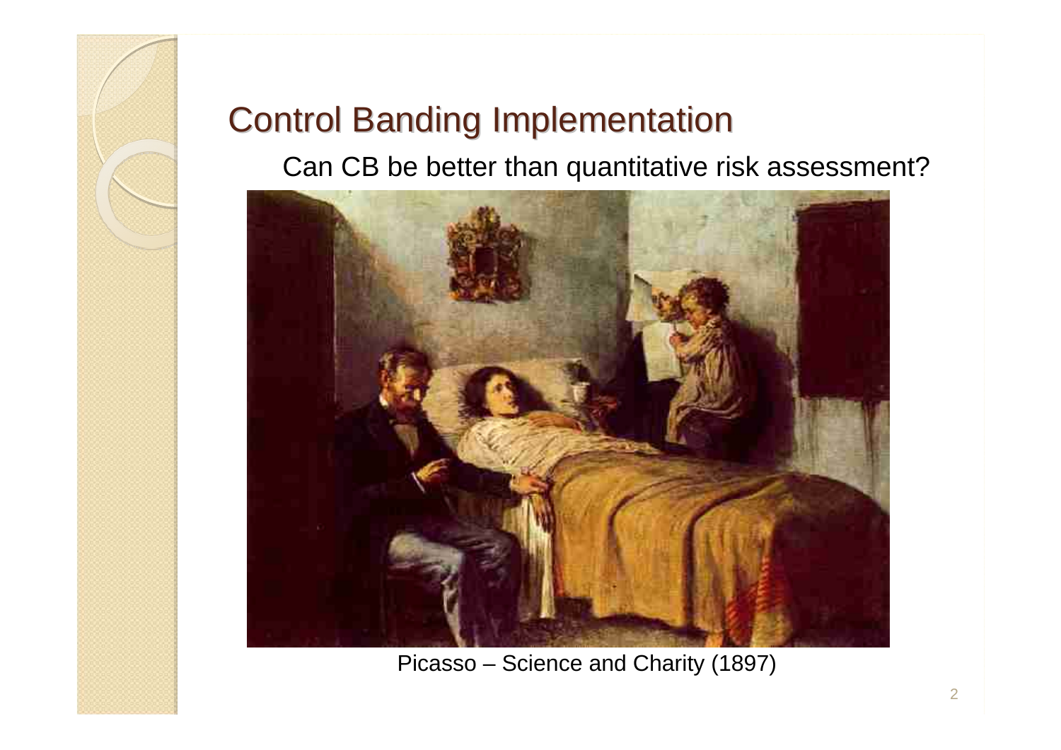# Control Banding Implementation

Can CB be better than quantitative risk assessment?

Picasso – Science and Charity (1897)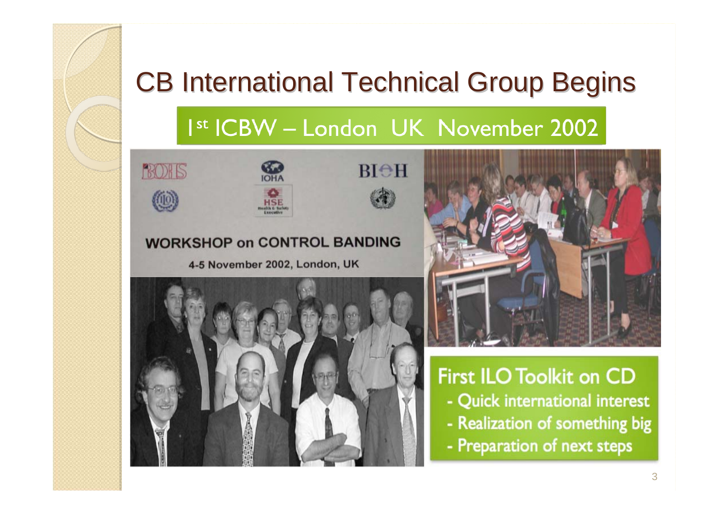# CB International Technical Group Begins

## 1st ICBW – London UK November 2002

BOHS
IOHA
BIOH
HSE Health & Safety Executive

WORKSHOP on CONTROL BANDING

4-5 November 2002, London, UK

**First ILO Toolkit on CD**

- Quick international interest
- Realization of something big
- Preparation of next steps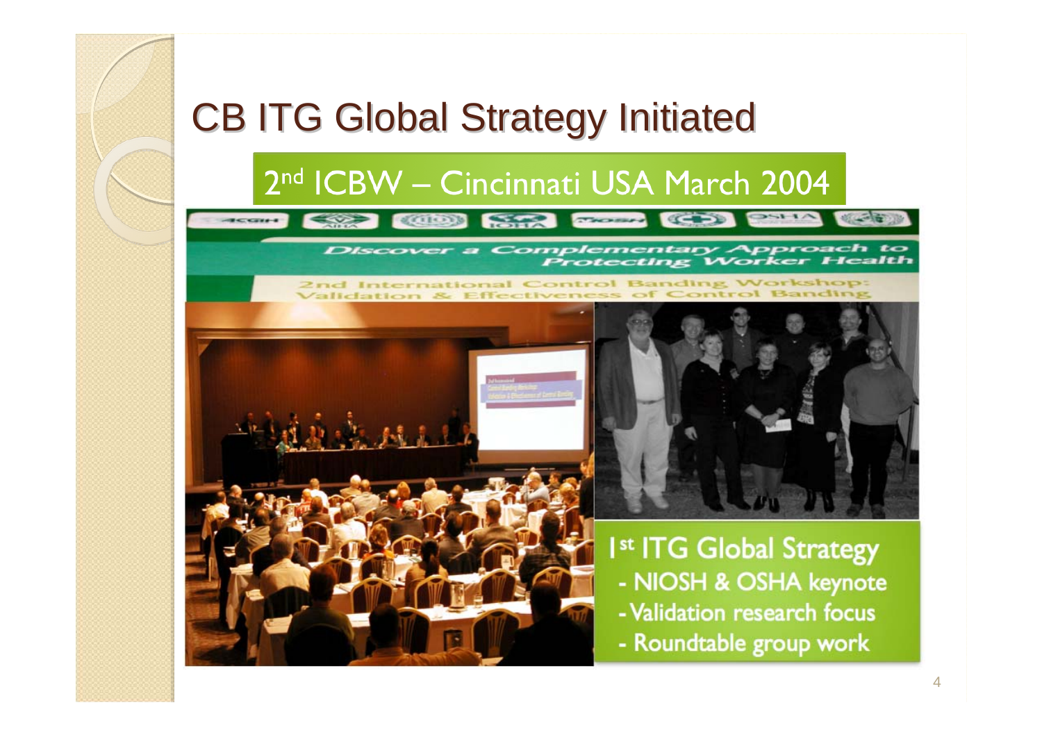# CB ITG Global Strategy Initiated

## 2nd ICBW – Cincinnati USA March 2004

Discover a Complementary Approach to Protecting Worker Health

2nd International Control Banding Workshop: Validation & Effectiveness of Control Banding

**1st ITG Global Strategy**

- NIOSH & OSHA keynote
- Validation research focus
- Roundtable group work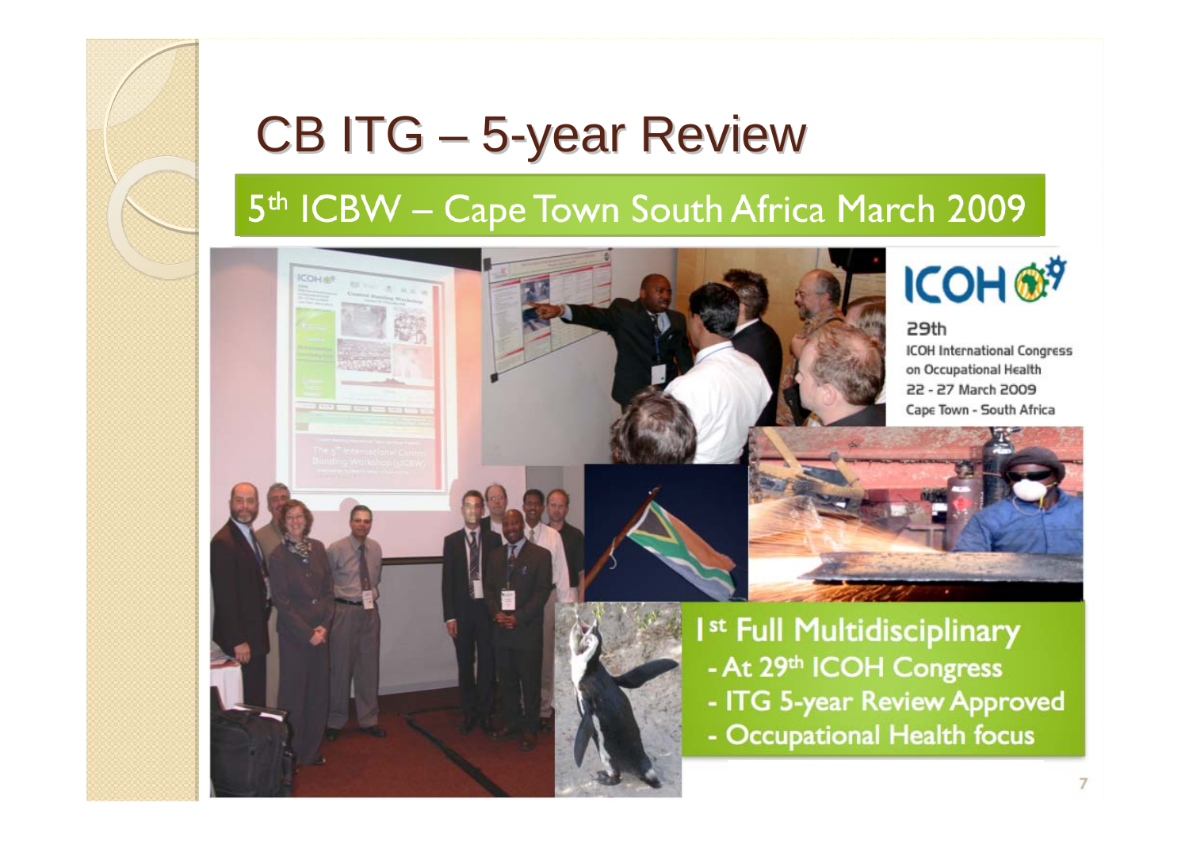# CB ITG – 5-year Review

## 5th ICBW – Cape Town South Africa March 2009

ICOH

29th
ICOH International Congress
on Occupational Health
22 - 27 March 2009
Cape Town - South Africa

1st Full Multidisciplinary
- At 29th ICOH Congress
- ITG 5-year Review Approved
- Occupational Health focus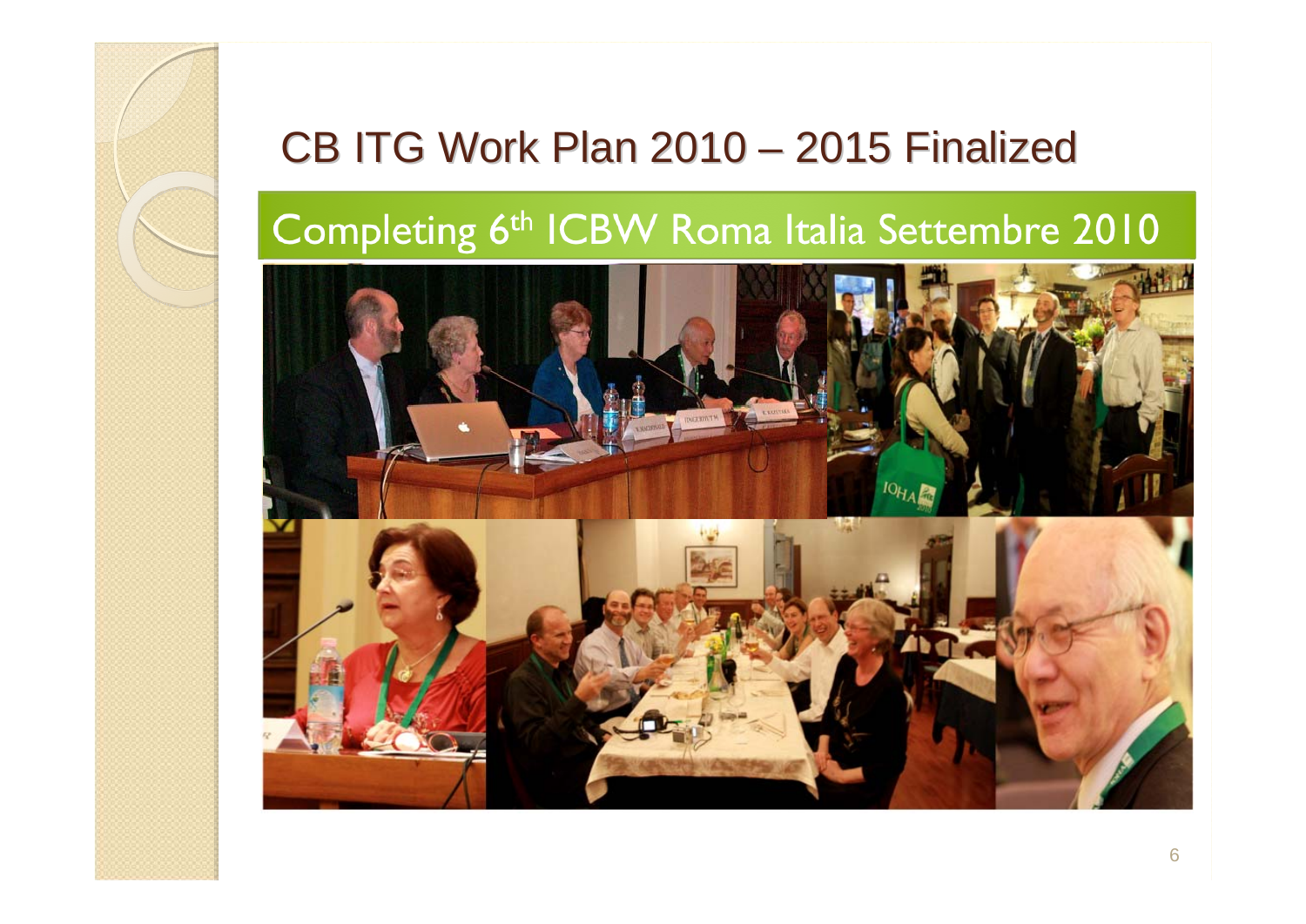# CB ITG Work Plan 2010 – 2015 Finalized

## Completing 6th ICBW Roma Italia Settembre 2010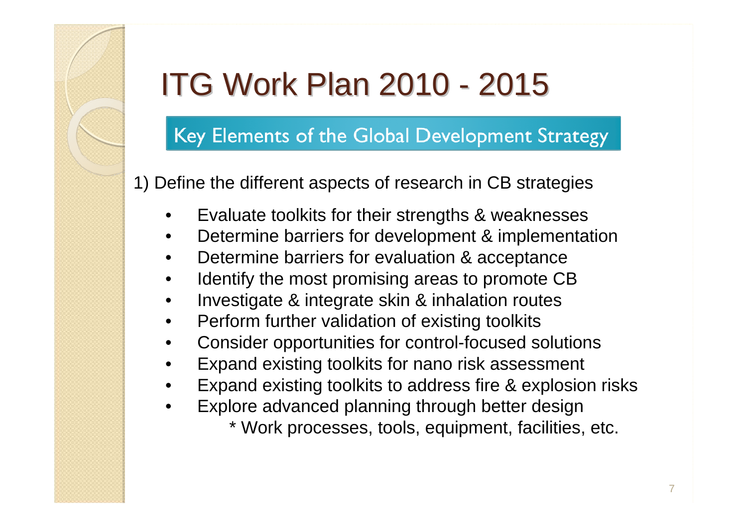# ITG Work Plan 2010 - 2015

## Key Elements of the Global Development Strategy

1) Define the different aspects of research in CB strategies

- Evaluate toolkits for their strengths & weaknesses
- Determine barriers for development & implementation
- Determine barriers for evaluation & acceptance
- Identify the most promising areas to promote CB
- Investigate & integrate skin & inhalation routes
- Perform further validation of existing toolkits
- Consider opportunities for control-focused solutions
- Expand existing toolkits for nano risk assessment
- Expand existing toolkits to address fire & explosion risks
- Explore advanced planning through better design
  - * Work processes, tools, equipment, facilities, etc.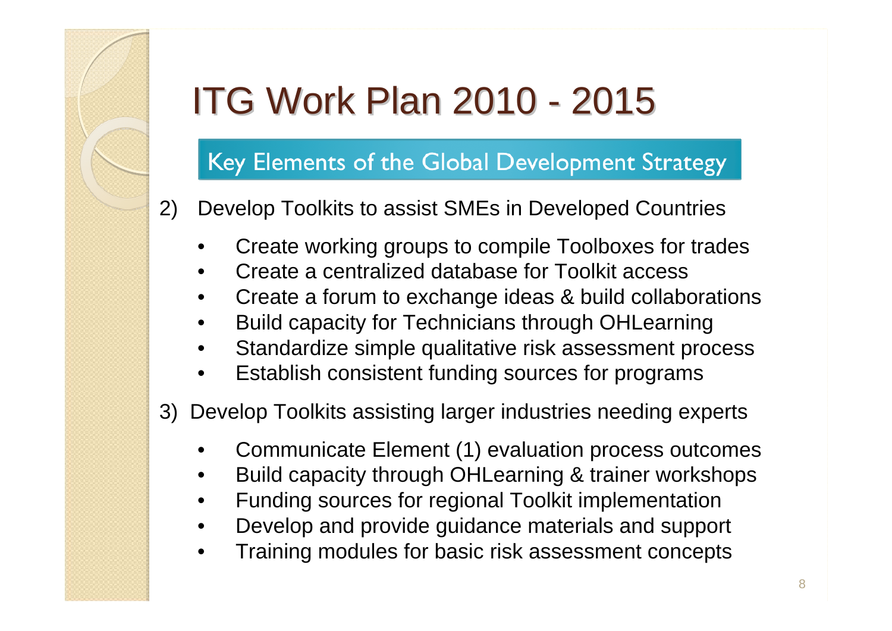# ITG Work Plan 2010 - 2015

## Key Elements of the Global Development Strategy

2) Develop Toolkits to assist SMEs in Developed Countries

- Create working groups to compile Toolboxes for trades
- Create a centralized database for Toolkit access
- Create a forum to exchange ideas & build collaborations
- Build capacity for Technicians through OHLearning
- Standardize simple qualitative risk assessment process
- Establish consistent funding sources for programs

3) Develop Toolkits assisting larger industries needing experts

- Communicate Element (1) evaluation process outcomes
- Build capacity through OHLearning & trainer workshops
- Funding sources for regional Toolkit implementation
- Develop and provide guidance materials and support
- Training modules for basic risk assessment concepts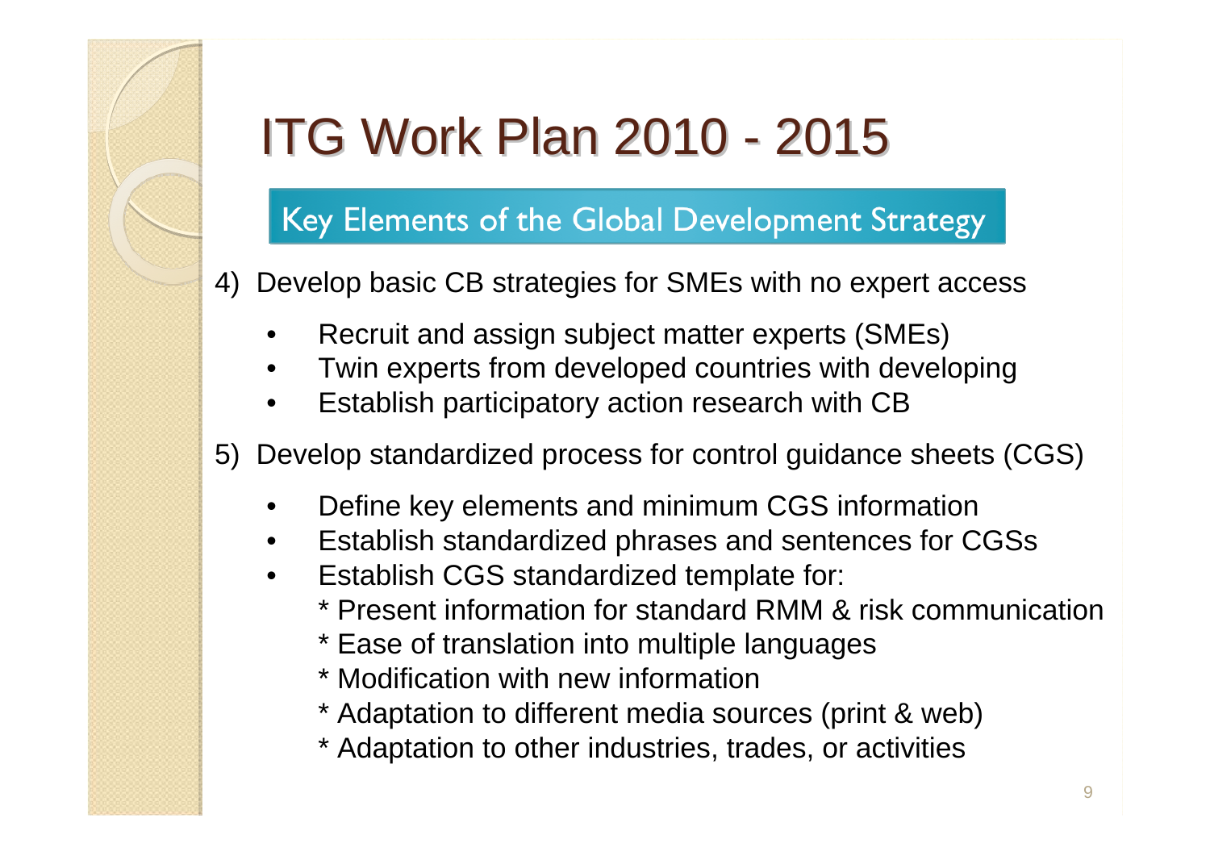# ITG Work Plan 2010 - 2015

## Key Elements of the Global Development Strategy

4) Develop basic CB strategies for SMEs with no expert access

- Recruit and assign subject matter experts (SMEs)
- Twin experts from developed countries with developing
- Establish participatory action research with CB

5) Develop standardized process for control guidance sheets (CGS)

- Define key elements and minimum CGS information
- Establish standardized phrases and sentences for CGSs
- Establish CGS standardized template for:
  - * Present information for standard RMM & risk communication
  - * Ease of translation into multiple languages
  - * Modification with new information
  - * Adaptation to different media sources (print & web)
  - * Adaptation to other industries, trades, or activities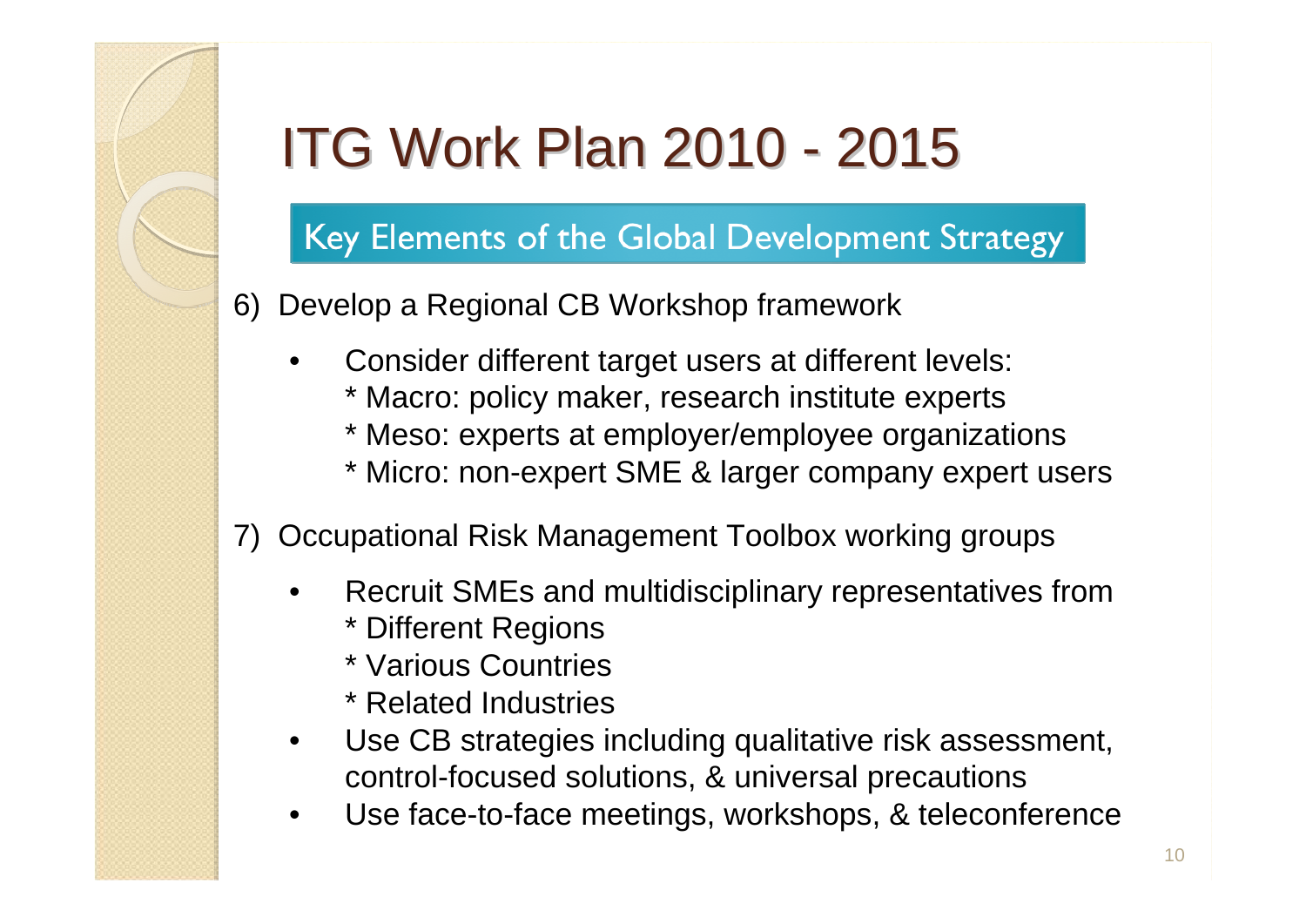# ITG Work Plan 2010 - 2015

## Key Elements of the Global Development Strategy

6) Develop a Regional CB Workshop framework

- Consider different target users at different levels:
  * Macro: policy maker, research institute experts
  * Meso: experts at employer/employee organizations
  * Micro: non-expert SME & larger company expert users

7) Occupational Risk Management Toolbox working groups

- Recruit SMEs and multidisciplinary representatives from
  * Different Regions
  * Various Countries
  * Related Industries
- Use CB strategies including qualitative risk assessment, control-focused solutions, & universal precautions
- Use face-to-face meetings, workshops, & teleconference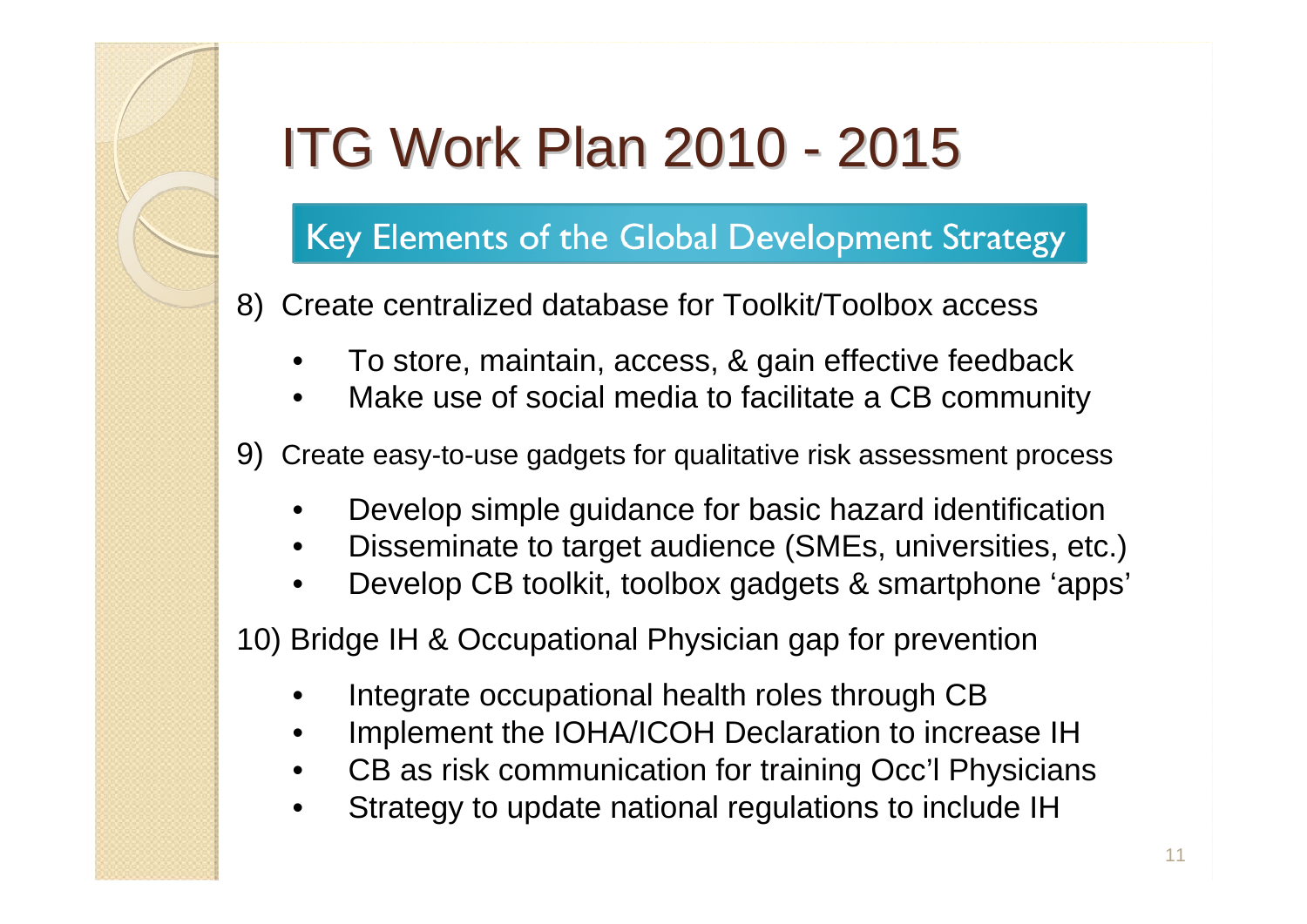# ITG Work Plan 2010 - 2015

## Key Elements of the Global Development Strategy

8) Create centralized database for Toolkit/Toolbox access
   - To store, maintain, access, & gain effective feedback
   - Make use of social media to facilitate a CB community

9) Create easy-to-use gadgets for qualitative risk assessment process
   - Develop simple guidance for basic hazard identification
   - Disseminate to target audience (SMEs, universities, etc.)
   - Develop CB toolkit, toolbox gadgets & smartphone 'apps'

10) Bridge IH & Occupational Physician gap for prevention
   - Integrate occupational health roles through CB
   - Implement the IOHA/ICOH Declaration to increase IH
   - CB as risk communication for training Occ'l Physicians
   - Strategy to update national regulations to include IH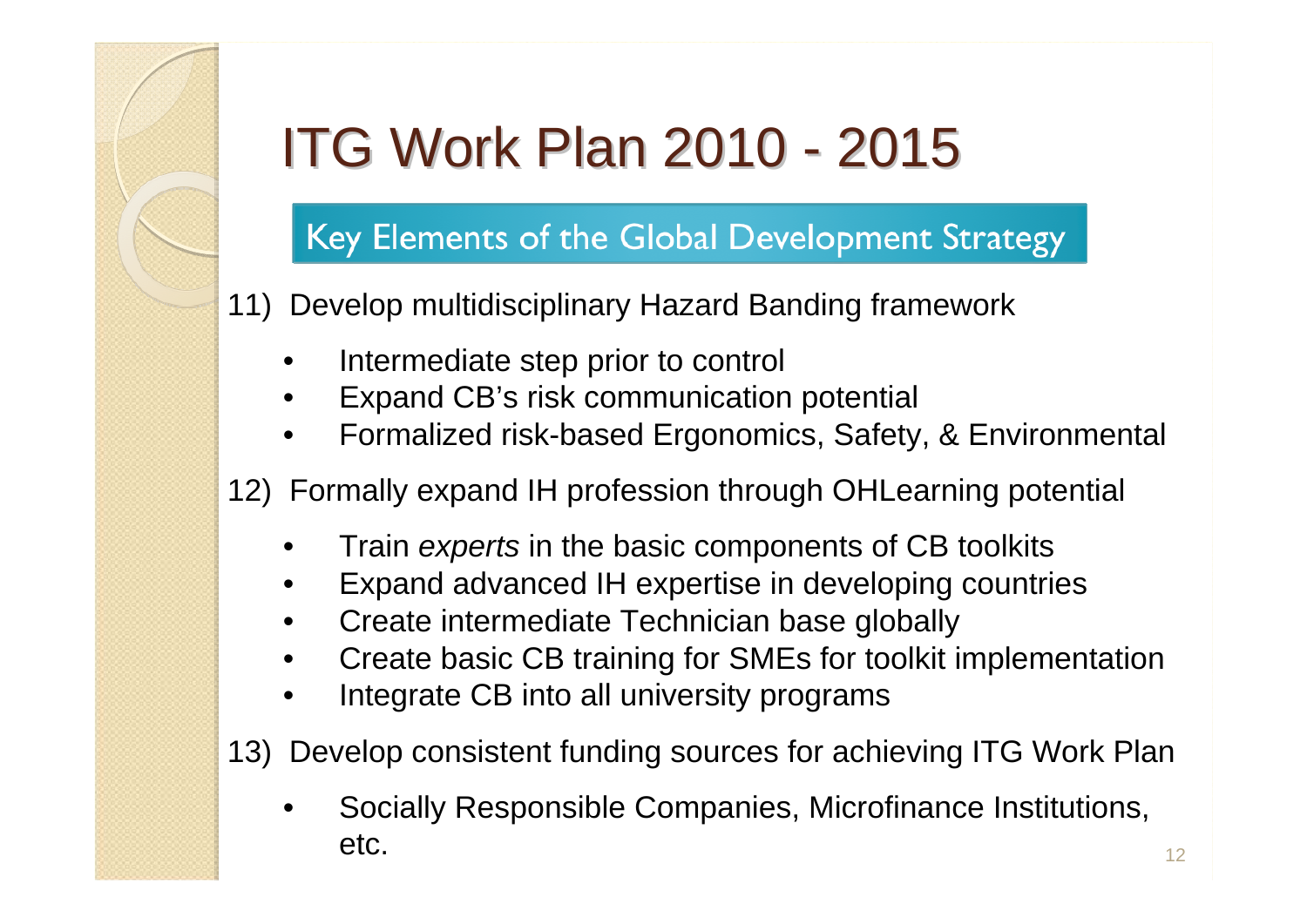# ITG Work Plan 2010 - 2015

## Key Elements of the Global Development Strategy

11) Develop multidisciplinary Hazard Banding framework

- Intermediate step prior to control
- Expand CB's risk communication potential
- Formalized risk-based Ergonomics, Safety, & Environmental

12) Formally expand IH profession through OHLearning potential

- Train *experts* in the basic components of CB toolkits
- Expand advanced IH expertise in developing countries
- Create intermediate Technician base globally
- Create basic CB training for SMEs for toolkit implementation
- Integrate CB into all university programs

13) Develop consistent funding sources for achieving ITG Work Plan

- Socially Responsible Companies, Microfinance Institutions, etc.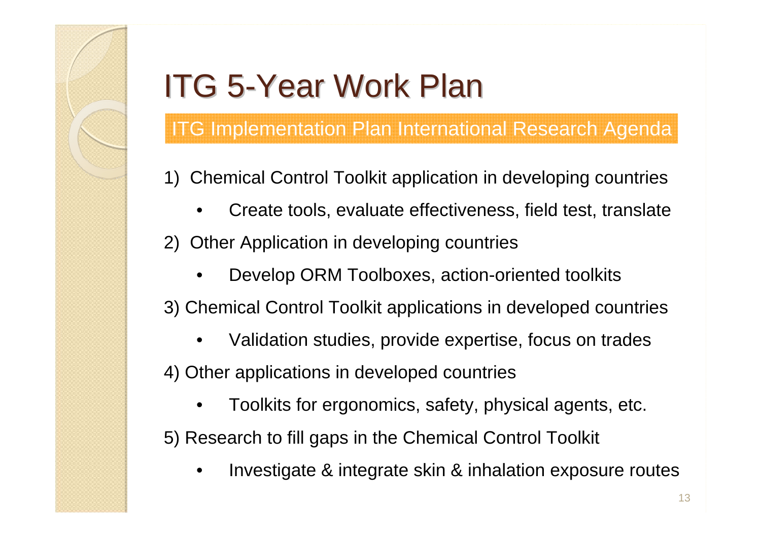# ITG 5-Year Work Plan

## ITG Implementation Plan International Research Agenda

1) Chemical Control Toolkit application in developing countries
   - Create tools, evaluate effectiveness, field test, translate
2) Other Application in developing countries
   - Develop ORM Toolboxes, action-oriented toolkits
3) Chemical Control Toolkit applications in developed countries
   - Validation studies, provide expertise, focus on trades
4) Other applications in developed countries
   - Toolkits for ergonomics, safety, physical agents, etc.
5) Research to fill gaps in the Chemical Control Toolkit
   - Investigate & integrate skin & inhalation exposure routes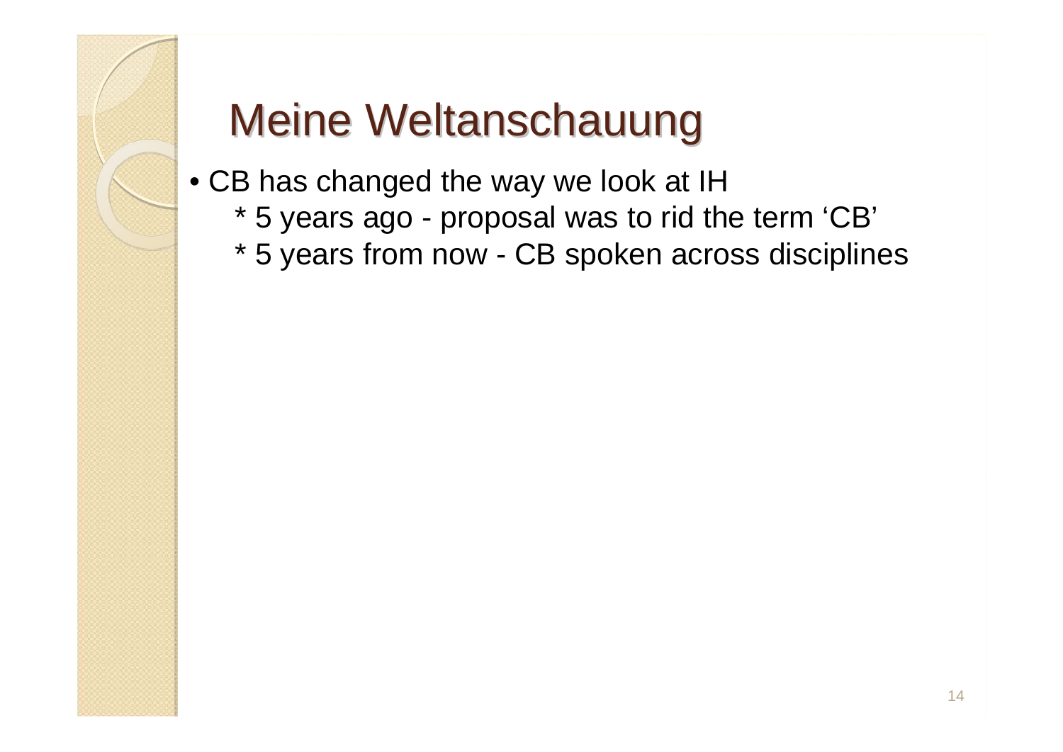# Meine Weltanschauung

- CB has changed the way we look at IH
  - * 5 years ago - proposal was to rid the term 'CB'
  - * 5 years from now - CB spoken across disciplines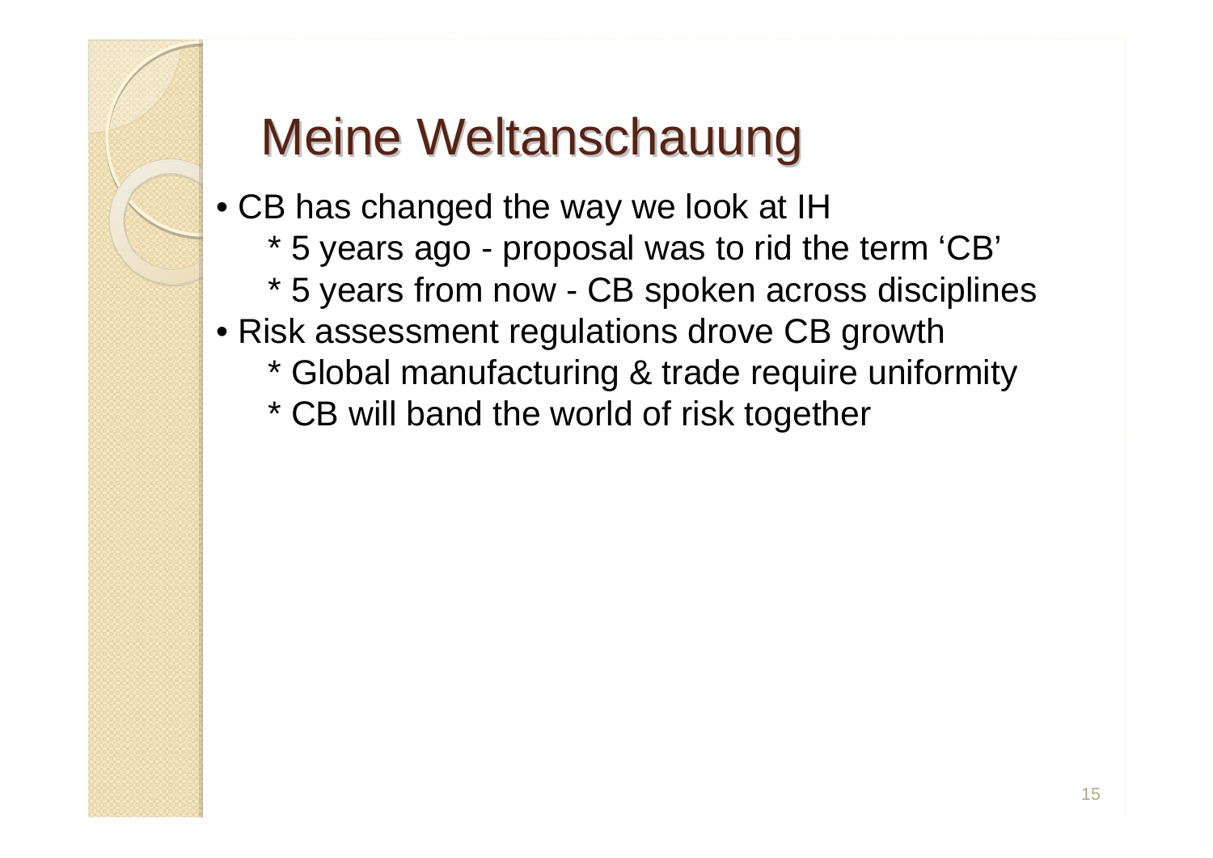# Meine Weltanschauung

- CB has changed the way we look at IH
  - * 5 years ago - proposal was to rid the term 'CB'
  - * 5 years from now - CB spoken across disciplines
- Risk assessment regulations drove CB growth
  - * Global manufacturing & trade require uniformity
  - * CB will band the world of risk together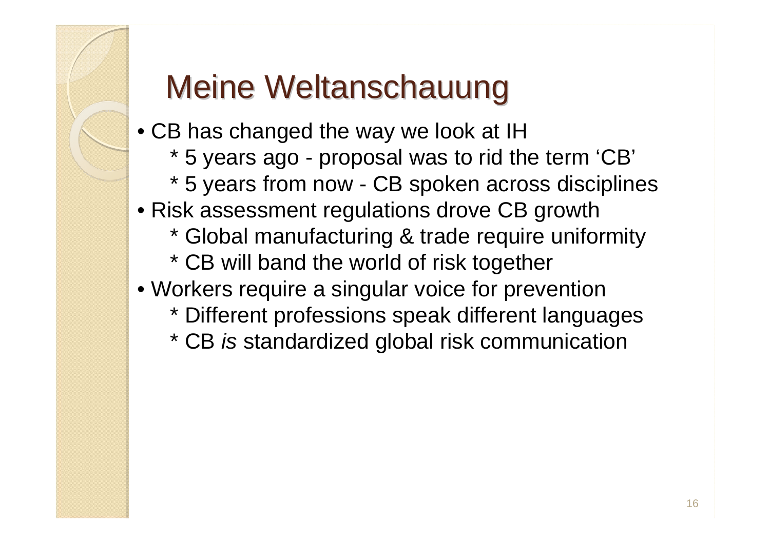# Meine Weltanschauung

- CB has changed the way we look at IH
  - * 5 years ago - proposal was to rid the term 'CB'
  - * 5 years from now - CB spoken across disciplines
- Risk assessment regulations drove CB growth
  - * Global manufacturing & trade require uniformity
  - * CB will band the world of risk together
- Workers require a singular voice for prevention
  - * Different professions speak different languages
  - * CB *is* standardized global risk communication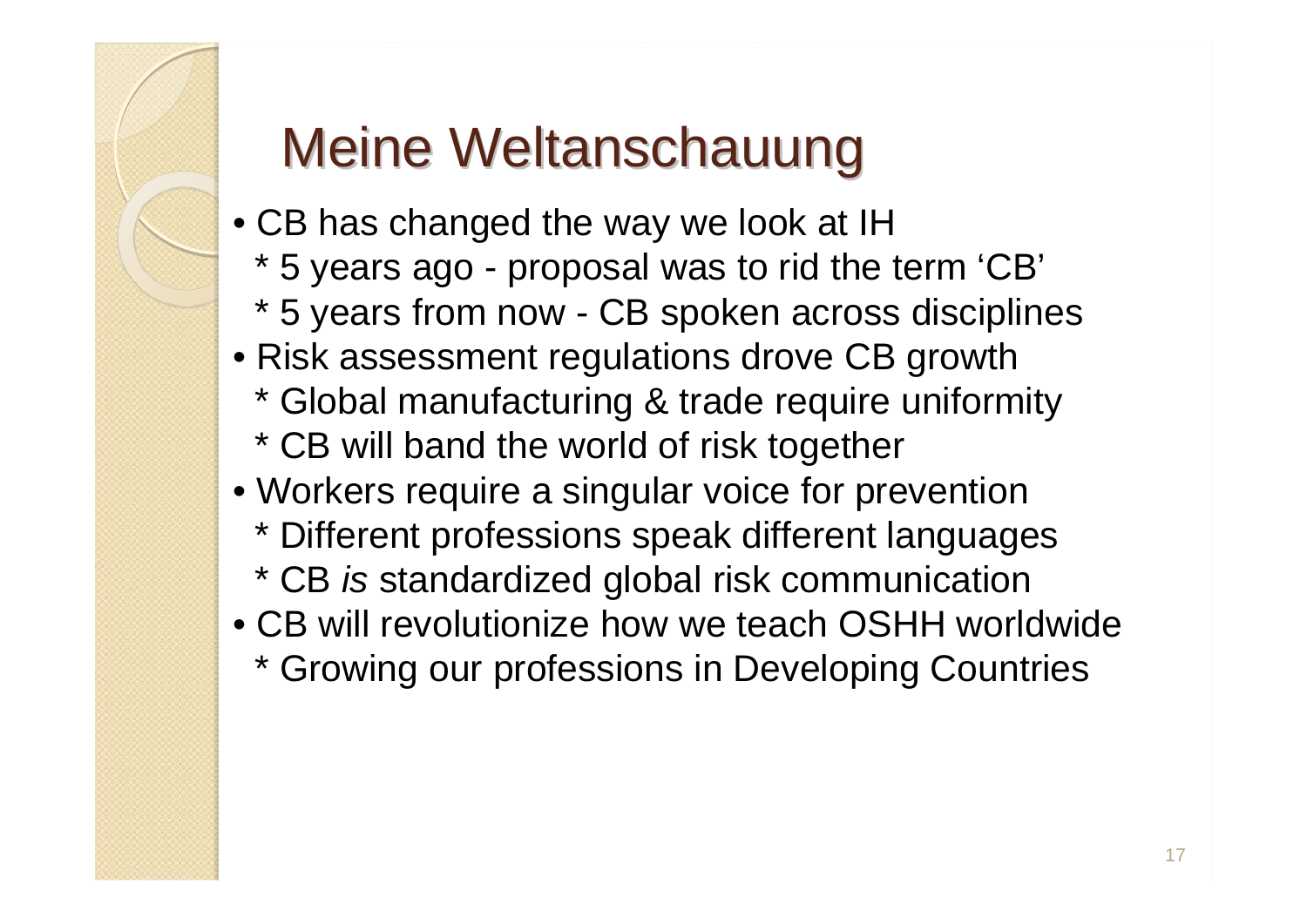# Meine Weltanschauung

- CB has changed the way we look at IH
  * 5 years ago - proposal was to rid the term 'CB'
  * 5 years from now - CB spoken across disciplines
- Risk assessment regulations drove CB growth
  * Global manufacturing & trade require uniformity
  * CB will band the world of risk together
- Workers require a singular voice for prevention
  * Different professions speak different languages
  * CB *is* standardized global risk communication
- CB will revolutionize how we teach OSHH worldwide
  * Growing our professions in Developing Countries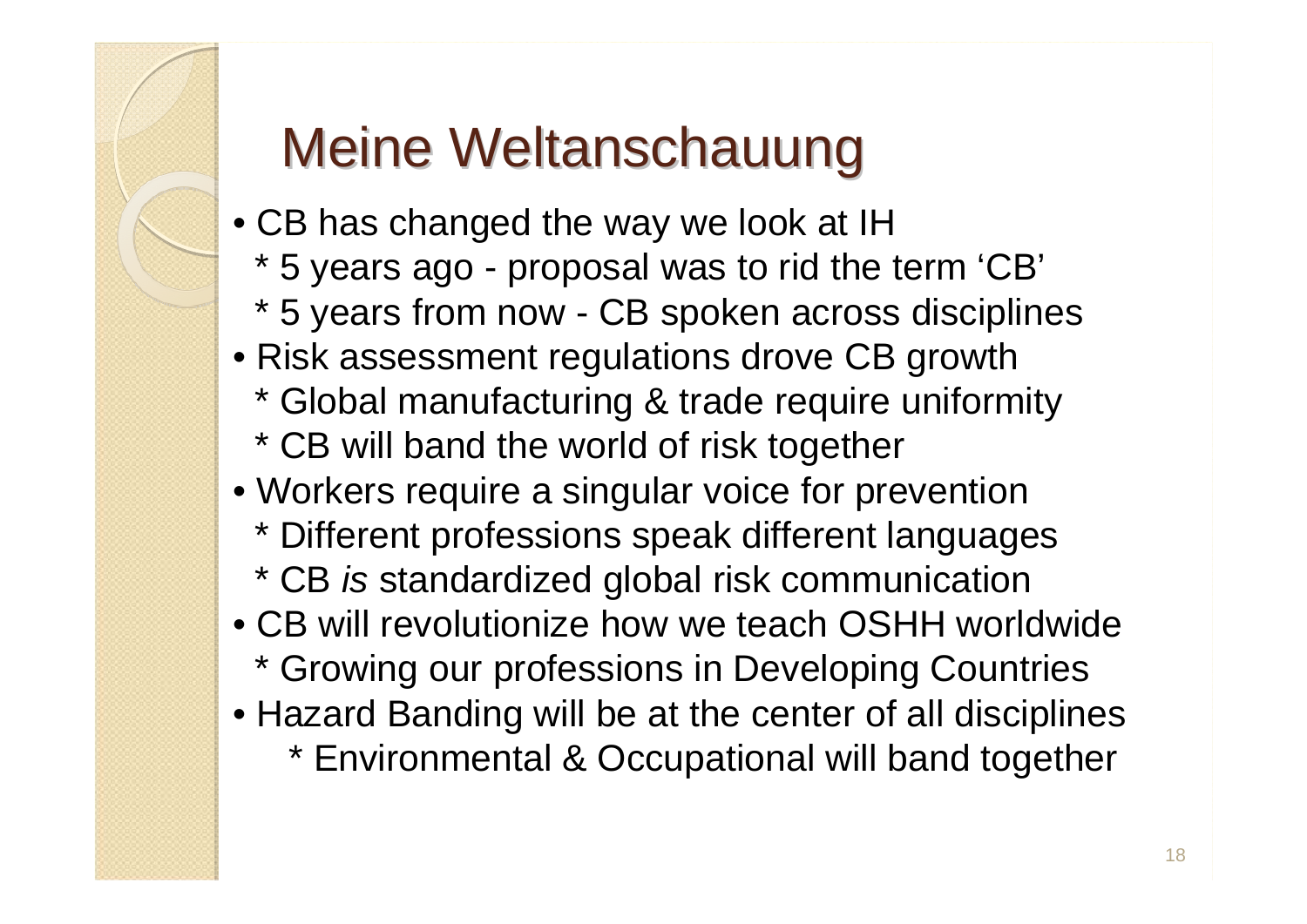# Meine Weltanschauung

- CB has changed the way we look at IH
  * 5 years ago - proposal was to rid the term 'CB'
  * 5 years from now - CB spoken across disciplines
- Risk assessment regulations drove CB growth
  * Global manufacturing & trade require uniformity
  * CB will band the world of risk together
- Workers require a singular voice for prevention
  * Different professions speak different languages
  * CB *is* standardized global risk communication
- CB will revolutionize how we teach OSHH worldwide
  * Growing our professions in Developing Countries
- Hazard Banding will be at the center of all disciplines
  * Environmental & Occupational will band together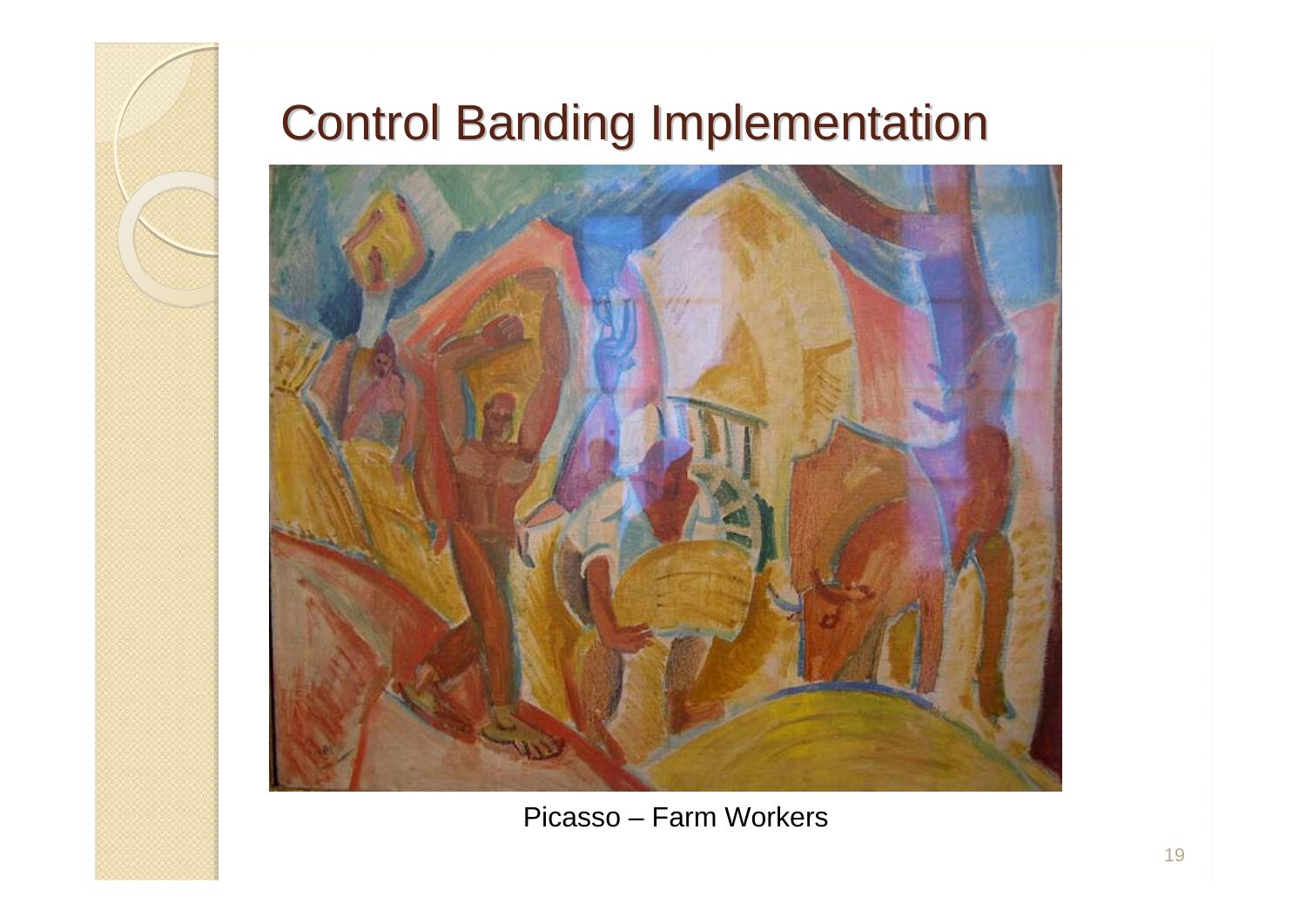# Control Banding Implementation

Picasso – Farm Workers